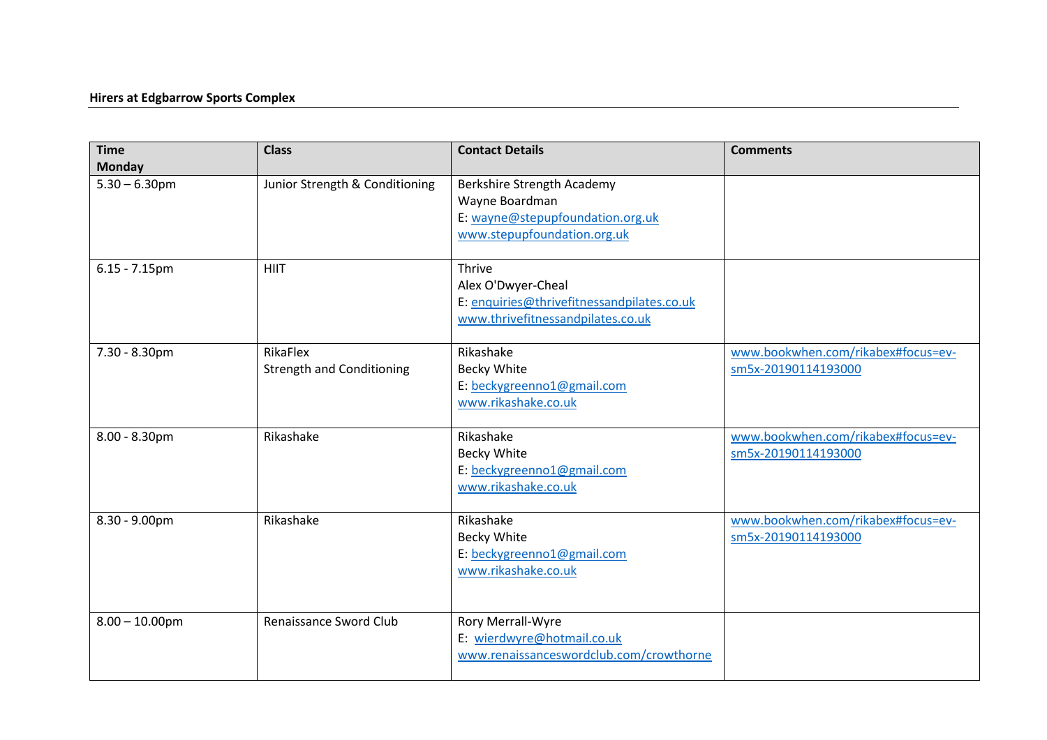**Hirers at Edgbarrow Sports Complex**

| Time<br>Monday | Class | Contact Details | Comments |
|---|---|---|---|
| 5.30 – 6.30pm | Junior Strength & Conditioning | Berkshire Strength Academy<br>Wayne Boardman<br>E: wayne@stepupfoundation.org.uk<br>www.stepupfoundation.org.uk | |
| 6.15 - 7.15pm | HIIT | Thrive<br>Alex O'Dwyer-Cheal<br>E: enquiries@thrivefitnessandpilates.co.uk<br>www.thrivefitnessandpilates.co.uk | |
| 7.30 - 8.30pm | RikaFlex<br>Strength and Conditioning | Rikashake<br>Becky White<br>E: beckygreenno1@gmail.com<br>www.rikashake.co.uk | www.bookwhen.com/rikabex#focus=ev-sm5x-20190114193000 |
| 8.00 - 8.30pm | Rikashake | Rikashake<br>Becky White<br>E: beckygreenno1@gmail.com<br>www.rikashake.co.uk | www.bookwhen.com/rikabex#focus=ev-sm5x-20190114193000 |
| 8.30 - 9.00pm | Rikashake | Rikashake<br>Becky White<br>E: beckygreenno1@gmail.com<br>www.rikashake.co.uk | www.bookwhen.com/rikabex#focus=ev-sm5x-20190114193000 |
| 8.00 – 10.00pm | Renaissance Sword Club | Rory Merrall-Wyre<br>E: wierdwyre@hotmail.co.uk<br>www.renaissanceswordclub.com/crowthorne | |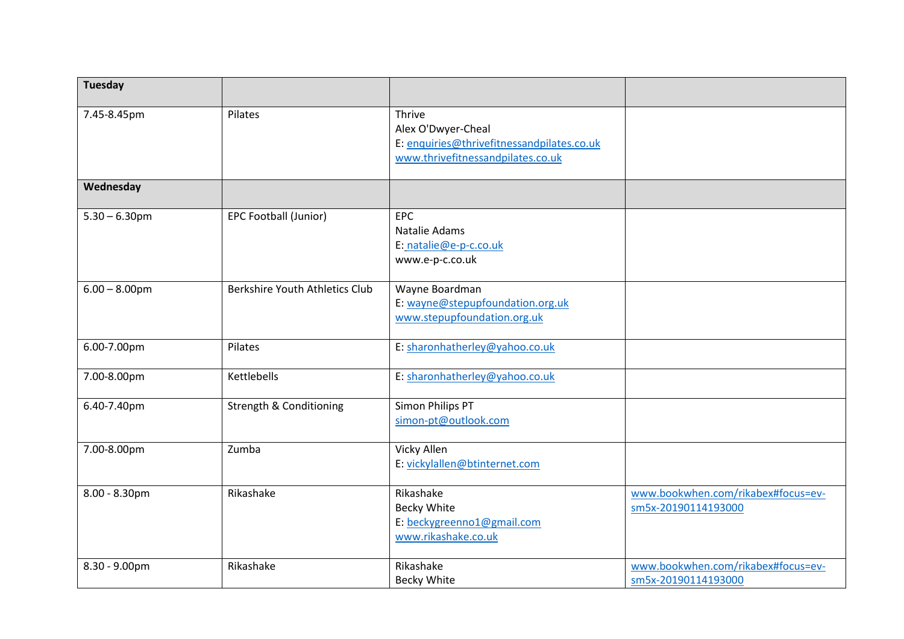| Tuesday | | | |
|---|---|---|---|
| 7.45-8.45pm | Pilates | Thrive<br>Alex O'Dwyer-Cheal<br>E: enquiries@thrivefitnessandpilates.co.uk<br>www.thrivefitnessandpilates.co.uk | |
| **Wednesday** | | | |
| 5.30 – 6.30pm | EPC Football (Junior) | EPC<br>Natalie Adams<br>E: natalie@e-p-c.co.uk<br>www.e-p-c.co.uk | |
| 6.00 – 8.00pm | Berkshire Youth Athletics Club | Wayne Boardman<br>E: wayne@stepupfoundation.org.uk<br>www.stepupfoundation.org.uk | |
| 6.00-7.00pm | Pilates | E: sharonhatherley@yahoo.co.uk | |
| 7.00-8.00pm | Kettlebells | E: sharonhatherley@yahoo.co.uk | |
| 6.40-7.40pm | Strength & Conditioning | Simon Philips PT<br>simon-pt@outlook.com | |
| 7.00-8.00pm | Zumba | Vicky Allen<br>E: vickylallen@btinternet.com | |
| 8.00 - 8.30pm | Rikashake | Rikashake<br>Becky White<br>E: beckygreenno1@gmail.com<br>www.rikashake.co.uk | www.bookwhen.com/rikabex#focus=ev-sm5x-20190114193000 |
| 8.30 - 9.00pm | Rikashake | Rikashake<br>Becky White | www.bookwhen.com/rikabex#focus=ev-sm5x-20190114193000 |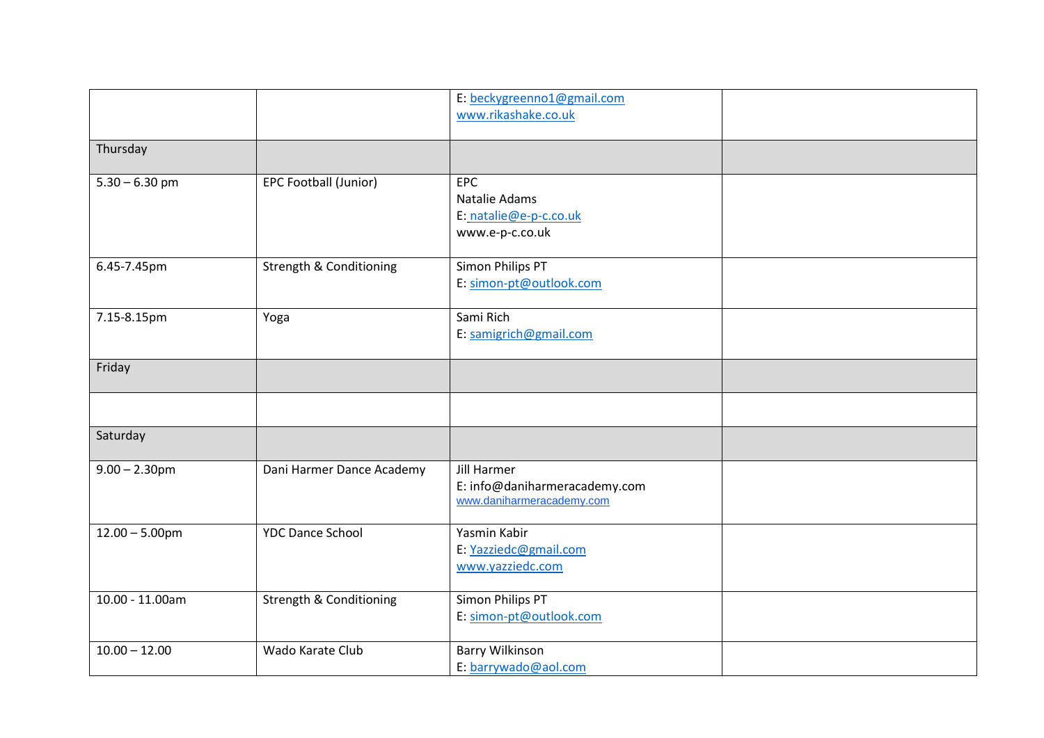| | | | |
|---|---|---|---|
| | | E: beckygreenno1@gmail.com<br>www.rikashake.co.uk | |
| Thursday | | | |
| 5.30 – 6.30 pm | EPC Football (Junior) | EPC<br>Natalie Adams<br>E: natalie@e-p-c.co.uk<br>www.e-p-c.co.uk | |
| 6.45-7.45pm | Strength & Conditioning | Simon Philips PT<br>E: simon-pt@outlook.com | |
| 7.15-8.15pm | Yoga | Sami Rich<br>E: samigrich@gmail.com | |
| Friday | | | |
| | | | |
| Saturday | | | |
| 9.00 – 2.30pm | Dani Harmer Dance Academy | Jill Harmer<br>E: info@daniharmeracademy.com<br>www.daniharmeracademy.com | |
| 12.00 – 5.00pm | YDC Dance School | Yasmin Kabir<br>E: Yazziedc@gmail.com<br>www.yazziedc.com | |
| 10.00 - 11.00am | Strength & Conditioning | Simon Philips PT<br>E: simon-pt@outlook.com | |
| 10.00 – 12.00 | Wado Karate Club | Barry Wilkinson<br>E: barrywado@aol.com | |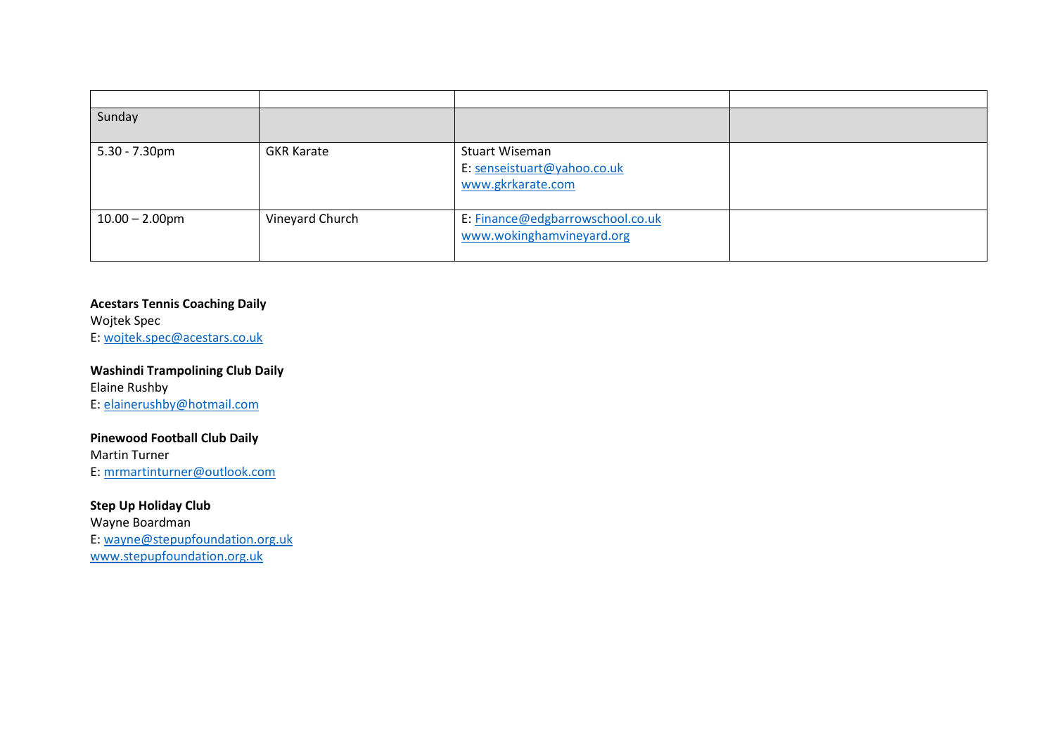| | | | |
|---|---|---|---|
| Sunday | | | |
| 5.30 - 7.30pm | GKR Karate | Stuart Wiseman<br>E: senseistuart@yahoo.co.uk<br>www.gkrkarate.com | |
| 10.00 – 2.00pm | Vineyard Church | E: Finance@edgbarrowschool.co.uk<br>www.wokinghamvineyard.org | |

**Acestars Tennis Coaching Daily**
Wojtek Spec
E: wojtek.spec@acestars.co.uk

**Washindi Trampolining Club Daily**
Elaine Rushby
E: elainerushby@hotmail.com

**Pinewood Football Club Daily**
Martin Turner
E: mrmartinturner@outlook.com

**Step Up Holiday Club**
Wayne Boardman
E: wayne@stepupfoundation.org.uk
www.stepupfoundation.org.uk